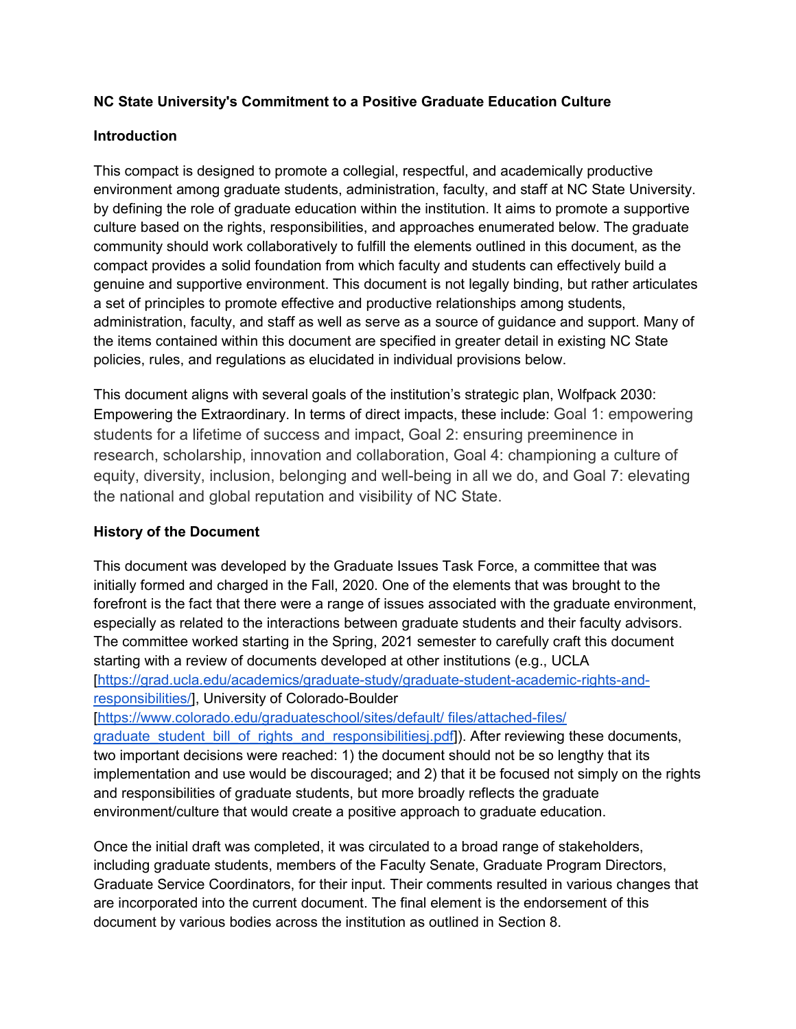**NC State University's Commitment to a Positive Graduate Education Culture**

**Introduction**

This compact is designed to promote a collegial, respectful, and academically productive environment among graduate students, administration, faculty, and staff at NC State University. by defining the role of graduate education within the institution. It aims to promote a supportive culture based on the rights, responsibilities, and approaches enumerated below. The graduate community should work collaboratively to fulfill the elements outlined in this document, as the compact provides a solid foundation from which faculty and students can effectively build a genuine and supportive environment. This document is not legally binding, but rather articulates a set of principles to promote effective and productive relationships among students, administration, faculty, and staff as well as serve as a source of guidance and support. Many of the items contained within this document are specified in greater detail in existing NC State policies, rules, and regulations as elucidated in individual provisions below.

This document aligns with several goals of the institution's strategic plan, Wolfpack 2030: Empowering the Extraordinary. In terms of direct impacts, these include: Goal 1: empowering students for a lifetime of success and impact, Goal 2: ensuring preeminence in research, scholarship, innovation and collaboration, Goal 4: championing a culture of equity, diversity, inclusion, belonging and well-being in all we do, and Goal 7: elevating the national and global reputation and visibility of NC State.

**History of the Document**

This document was developed by the Graduate Issues Task Force, a committee that was initially formed and charged in the Fall, 2020. One of the elements that was brought to the forefront is the fact that there were a range of issues associated with the graduate environment, especially as related to the interactions between graduate students and their faculty advisors. The committee worked starting in the Spring, 2021 semester to carefully craft this document starting with a review of documents developed at other institutions (e.g., UCLA [https://grad.ucla.edu/academics/graduate-study/graduate-student-academic-rights-and-responsibilities/], University of Colorado-Boulder [https://www.colorado.edu/graduateschool/sites/default/ files/attached-files/ graduate_student_bill_of_rights_and_responsibilitiesj.pdf]). After reviewing these documents, two important decisions were reached: 1) the document should not be so lengthy that its implementation and use would be discouraged; and 2) that it be focused not simply on the rights and responsibilities of graduate students, but more broadly reflects the graduate environment/culture that would create a positive approach to graduate education.

Once the initial draft was completed, it was circulated to a broad range of stakeholders, including graduate students, members of the Faculty Senate, Graduate Program Directors, Graduate Service Coordinators, for their input. Their comments resulted in various changes that are incorporated into the current document. The final element is the endorsement of this document by various bodies across the institution as outlined in Section 8.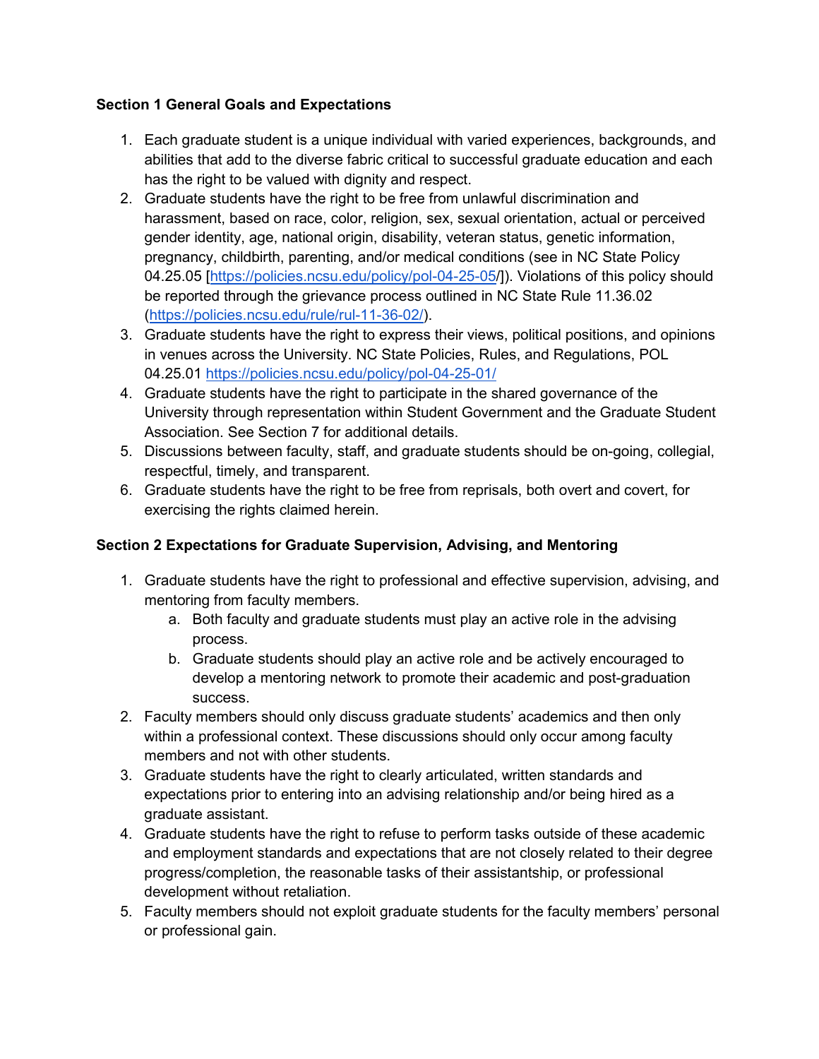**Section 1 General Goals and Expectations**

1. Each graduate student is a unique individual with varied experiences, backgrounds, and abilities that add to the diverse fabric critical to successful graduate education and each has the right to be valued with dignity and respect.
2. Graduate students have the right to be free from unlawful discrimination and harassment, based on race, color, religion, sex, sexual orientation, actual or perceived gender identity, age, national origin, disability, veteran status, genetic information, pregnancy, childbirth, parenting, and/or medical conditions (see in NC State Policy 04.25.05 [https://policies.ncsu.edu/policy/pol-04-25-05/]). Violations of this policy should be reported through the grievance process outlined in NC State Rule 11.36.02 (https://policies.ncsu.edu/rule/rul-11-36-02/).
3. Graduate students have the right to express their views, political positions, and opinions in venues across the University. NC State Policies, Rules, and Regulations, POL 04.25.01 https://policies.ncsu.edu/policy/pol-04-25-01/
4. Graduate students have the right to participate in the shared governance of the University through representation within Student Government and the Graduate Student Association. See Section 7 for additional details.
5. Discussions between faculty, staff, and graduate students should be on-going, collegial, respectful, timely, and transparent.
6. Graduate students have the right to be free from reprisals, both overt and covert, for exercising the rights claimed herein.

**Section 2 Expectations for Graduate Supervision, Advising, and Mentoring**

1. Graduate students have the right to professional and effective supervision, advising, and mentoring from faculty members.
   a. Both faculty and graduate students must play an active role in the advising process.
   b. Graduate students should play an active role and be actively encouraged to develop a mentoring network to promote their academic and post-graduation success.
2. Faculty members should only discuss graduate students' academics and then only within a professional context. These discussions should only occur among faculty members and not with other students.
3. Graduate students have the right to clearly articulated, written standards and expectations prior to entering into an advising relationship and/or being hired as a graduate assistant.
4. Graduate students have the right to refuse to perform tasks outside of these academic and employment standards and expectations that are not closely related to their degree progress/completion, the reasonable tasks of their assistantship, or professional development without retaliation.
5. Faculty members should not exploit graduate students for the faculty members' personal or professional gain.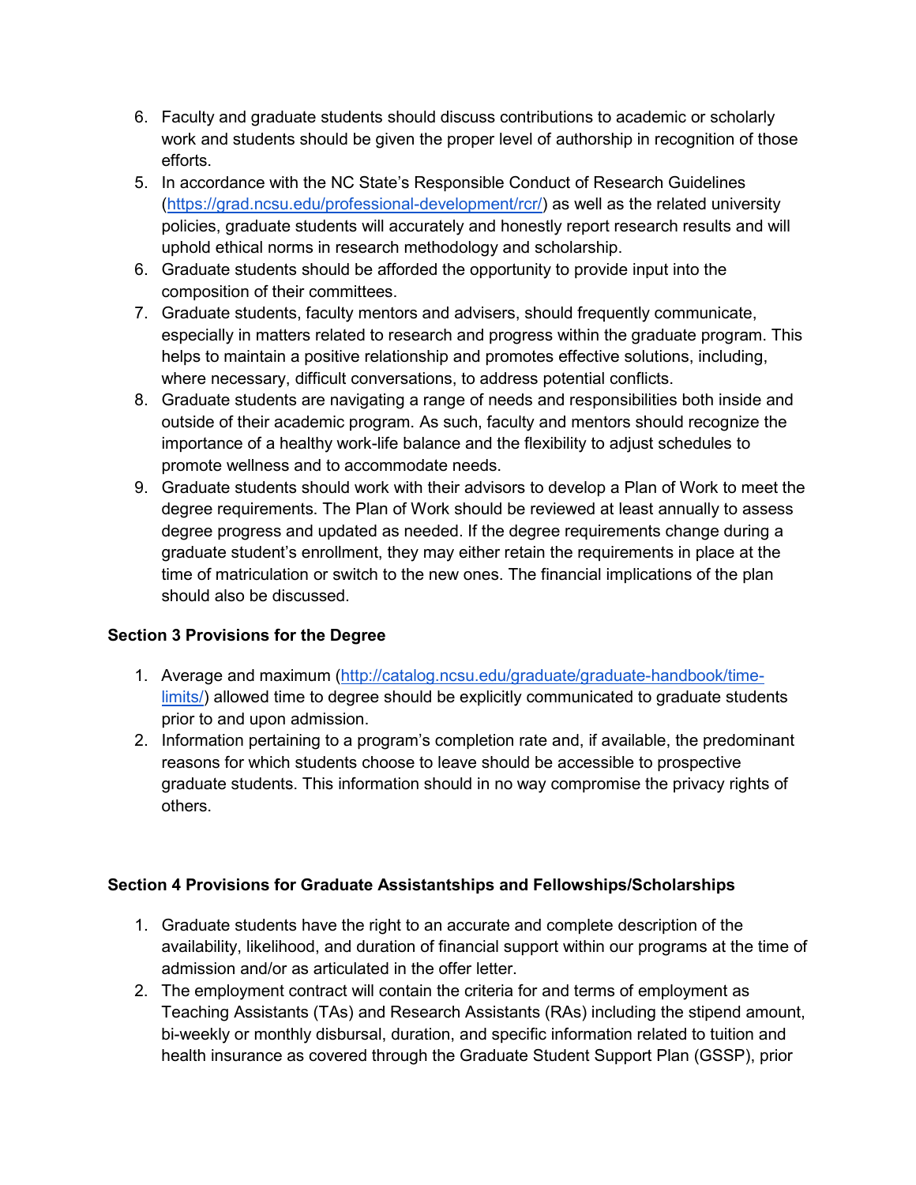6. Faculty and graduate students should discuss contributions to academic or scholarly work and students should be given the proper level of authorship in recognition of those efforts.
5. In accordance with the NC State's Responsible Conduct of Research Guidelines (https://grad.ncsu.edu/professional-development/rcr/) as well as the related university policies, graduate students will accurately and honestly report research results and will uphold ethical norms in research methodology and scholarship.
6. Graduate students should be afforded the opportunity to provide input into the composition of their committees.
7. Graduate students, faculty mentors and advisers, should frequently communicate, especially in matters related to research and progress within the graduate program. This helps to maintain a positive relationship and promotes effective solutions, including, where necessary, difficult conversations, to address potential conflicts.
8. Graduate students are navigating a range of needs and responsibilities both inside and outside of their academic program. As such, faculty and mentors should recognize the importance of a healthy work-life balance and the flexibility to adjust schedules to promote wellness and to accommodate needs.
9. Graduate students should work with their advisors to develop a Plan of Work to meet the degree requirements. The Plan of Work should be reviewed at least annually to assess degree progress and updated as needed. If the degree requirements change during a graduate student's enrollment, they may either retain the requirements in place at the time of matriculation or switch to the new ones. The financial implications of the plan should also be discussed.

**Section 3 Provisions for the Degree**

1. Average and maximum (http://catalog.ncsu.edu/graduate/graduate-handbook/time-limits/) allowed time to degree should be explicitly communicated to graduate students prior to and upon admission.
2. Information pertaining to a program's completion rate and, if available, the predominant reasons for which students choose to leave should be accessible to prospective graduate students. This information should in no way compromise the privacy rights of others.

**Section 4 Provisions for Graduate Assistantships and Fellowships/Scholarships**

1. Graduate students have the right to an accurate and complete description of the availability, likelihood, and duration of financial support within our programs at the time of admission and/or as articulated in the offer letter.
2. The employment contract will contain the criteria for and terms of employment as Teaching Assistants (TAs) and Research Assistants (RAs) including the stipend amount, bi-weekly or monthly disbursal, duration, and specific information related to tuition and health insurance as covered through the Graduate Student Support Plan (GSSP), prior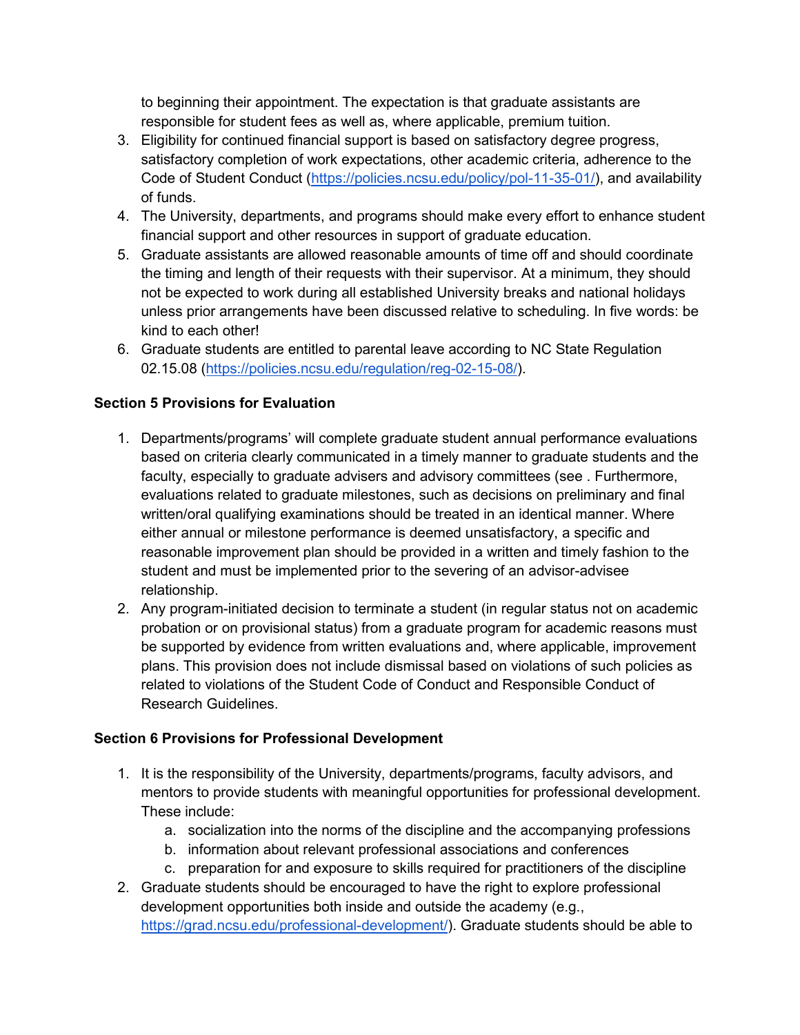to beginning their appointment. The expectation is that graduate assistants are responsible for student fees as well as, where applicable, premium tuition.

3. Eligibility for continued financial support is based on satisfactory degree progress, satisfactory completion of work expectations, other academic criteria, adherence to the Code of Student Conduct (https://policies.ncsu.edu/policy/pol-11-35-01/), and availability of funds.
4. The University, departments, and programs should make every effort to enhance student financial support and other resources in support of graduate education.
5. Graduate assistants are allowed reasonable amounts of time off and should coordinate the timing and length of their requests with their supervisor. At a minimum, they should not be expected to work during all established University breaks and national holidays unless prior arrangements have been discussed relative to scheduling. In five words: be kind to each other!
6. Graduate students are entitled to parental leave according to NC State Regulation 02.15.08 (https://policies.ncsu.edu/regulation/reg-02-15-08/).

**Section 5 Provisions for Evaluation**

1. Departments/programs' will complete graduate student annual performance evaluations based on criteria clearly communicated in a timely manner to graduate students and the faculty, especially to graduate advisers and advisory committees (see . Furthermore, evaluations related to graduate milestones, such as decisions on preliminary and final written/oral qualifying examinations should be treated in an identical manner. Where either annual or milestone performance is deemed unsatisfactory, a specific and reasonable improvement plan should be provided in a written and timely fashion to the student and must be implemented prior to the severing of an advisor-advisee relationship.
2. Any program-initiated decision to terminate a student (in regular status not on academic probation or on provisional status) from a graduate program for academic reasons must be supported by evidence from written evaluations and, where applicable, improvement plans. This provision does not include dismissal based on violations of such policies as related to violations of the Student Code of Conduct and Responsible Conduct of Research Guidelines.

**Section 6 Provisions for Professional Development**

1. It is the responsibility of the University, departments/programs, faculty advisors, and mentors to provide students with meaningful opportunities for professional development. These include:
   a. socialization into the norms of the discipline and the accompanying professions
   b. information about relevant professional associations and conferences
   c. preparation for and exposure to skills required for practitioners of the discipline
2. Graduate students should be encouraged to have the right to explore professional development opportunities both inside and outside the academy (e.g., https://grad.ncsu.edu/professional-development/). Graduate students should be able to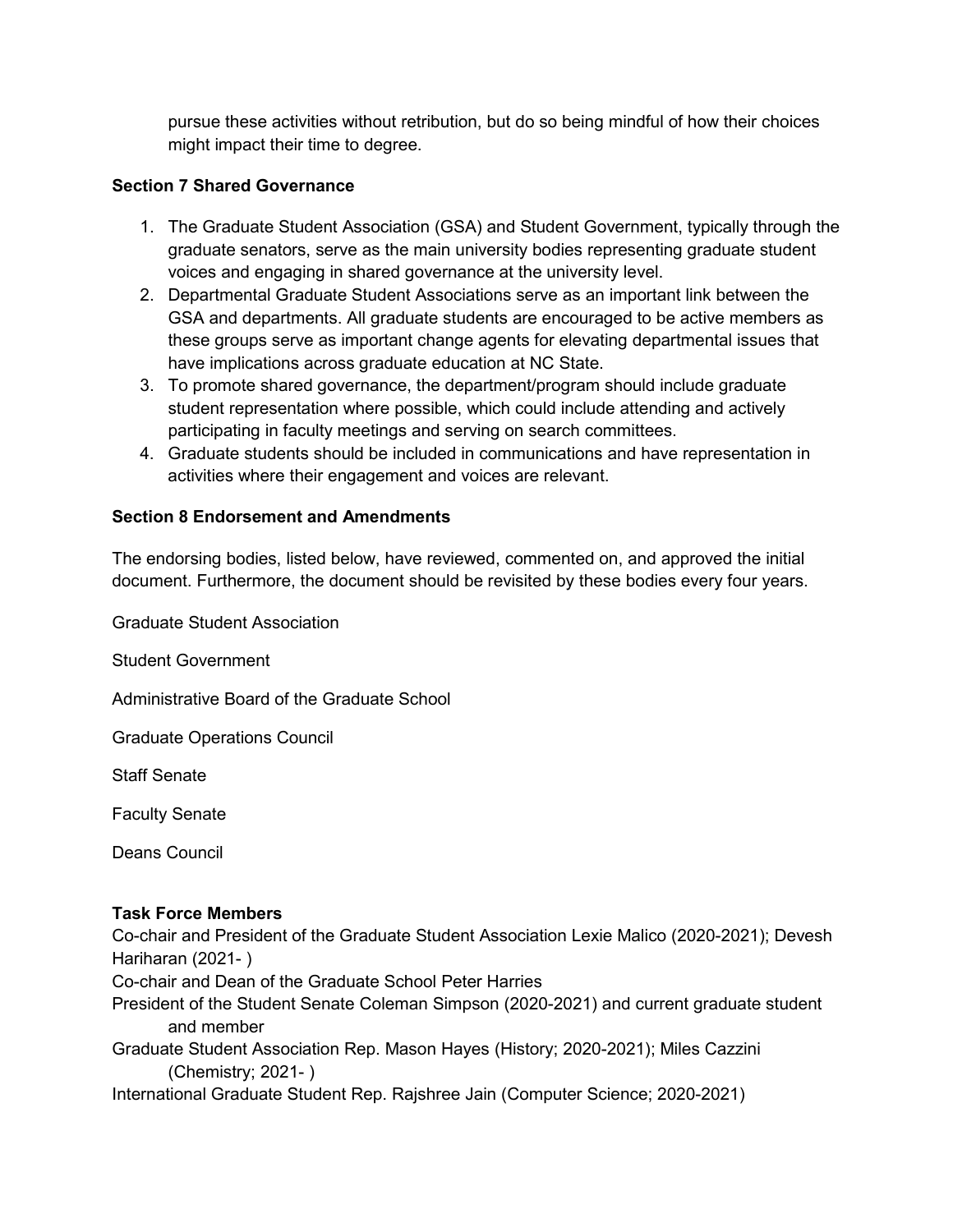pursue these activities without retribution, but do so being mindful of how their choices might impact their time to degree.

**Section 7 Shared Governance**

1. The Graduate Student Association (GSA) and Student Government, typically through the graduate senators, serve as the main university bodies representing graduate student voices and engaging in shared governance at the university level.
2. Departmental Graduate Student Associations serve as an important link between the GSA and departments. All graduate students are encouraged to be active members as these groups serve as important change agents for elevating departmental issues that have implications across graduate education at NC State.
3. To promote shared governance, the department/program should include graduate student representation where possible, which could include attending and actively participating in faculty meetings and serving on search committees.
4. Graduate students should be included in communications and have representation in activities where their engagement and voices are relevant.

**Section 8 Endorsement and Amendments**

The endorsing bodies, listed below, have reviewed, commented on, and approved the initial document. Furthermore, the document should be revisited by these bodies every four years.

Graduate Student Association

Student Government

Administrative Board of the Graduate School

Graduate Operations Council

Staff Senate

Faculty Senate

Deans Council

**Task Force Members**

Co-chair and President of the Graduate Student Association Lexie Malico (2020-2021); Devesh Hariharan (2021- )

Co-chair and Dean of the Graduate School Peter Harries

President of the Student Senate Coleman Simpson (2020-2021) and current graduate student and member

Graduate Student Association Rep. Mason Hayes (History; 2020-2021); Miles Cazzini (Chemistry; 2021- )

International Graduate Student Rep. Rajshree Jain (Computer Science; 2020-2021)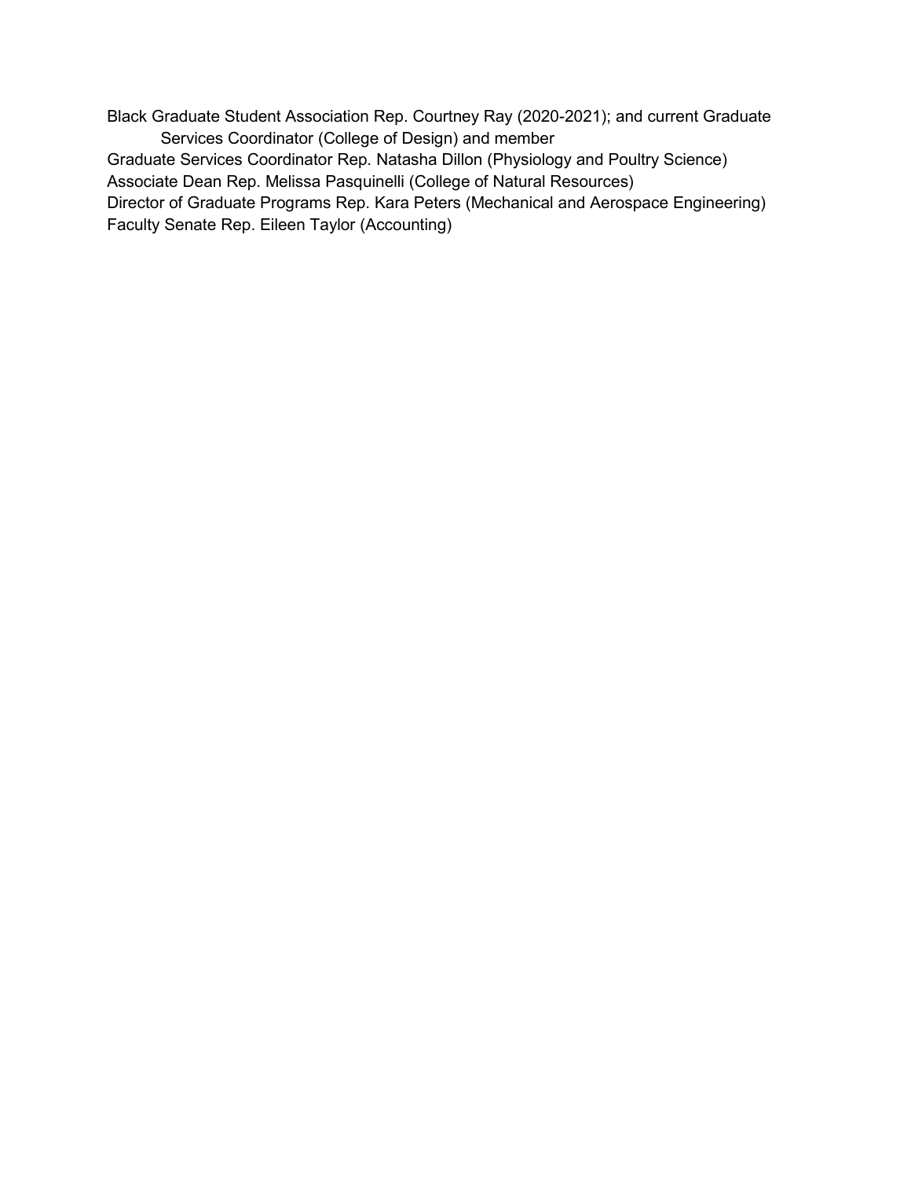Black Graduate Student Association Rep. Courtney Ray (2020-2021); and current Graduate Services Coordinator (College of Design) and member

Graduate Services Coordinator Rep. Natasha Dillon (Physiology and Poultry Science)

Associate Dean Rep. Melissa Pasquinelli (College of Natural Resources)

Director of Graduate Programs Rep. Kara Peters (Mechanical and Aerospace Engineering)

Faculty Senate Rep. Eileen Taylor (Accounting)